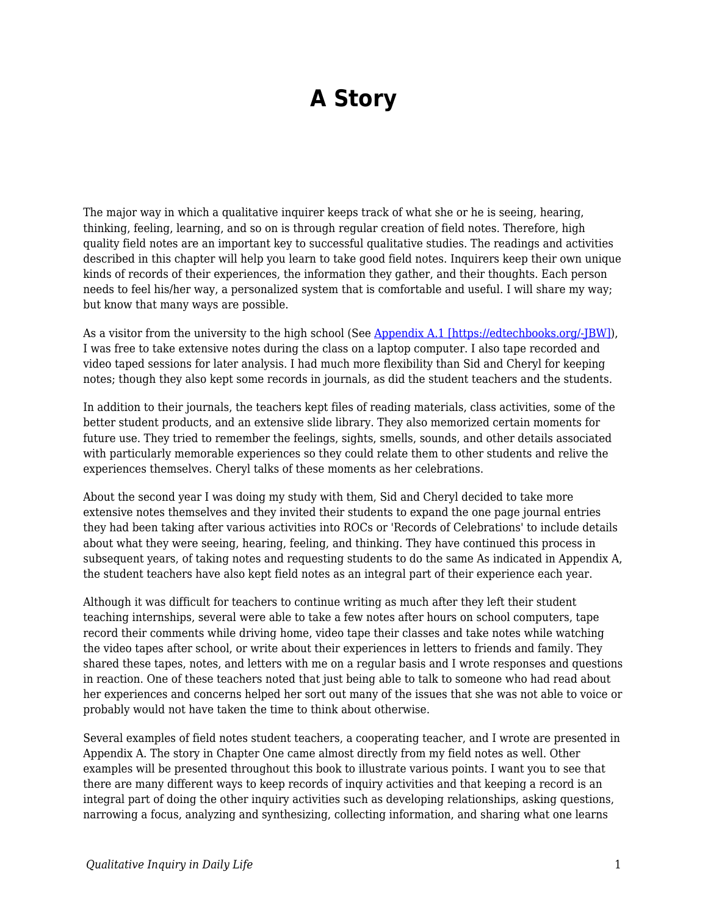# A Story

The major way in which a qualitative inquirer keeps track of what she or he is seeing, hearing, thinking, feeling, learning, and so on is through regular creation of field notes. Therefore, high quality field notes are an important key to successful qualitative studies. The readings and activities described in this chapter will help you learn to take good field notes. Inquirers keep their own unique kinds of records of their experiences, the information they gather, and their thoughts. Each person needs to feel his/her way, a personalized system that is comfortable and useful. I will share my way; but know that many ways are possible.

As a visitor from the university to the high school (See [Appendix A.1 [https://edtechbooks.org/-JBW]](https://edtechbooks.org/-JBW)), I was free to take extensive notes during the class on a laptop computer. I also tape recorded and video taped sessions for later analysis. I had much more flexibility than Sid and Cheryl for keeping notes; though they also kept some records in journals, as did the student teachers and the students.

In addition to their journals, the teachers kept files of reading materials, class activities, some of the better student products, and an extensive slide library. They also memorized certain moments for future use. They tried to remember the feelings, sights, smells, sounds, and other details associated with particularly memorable experiences so they could relate them to other students and relive the experiences themselves. Cheryl talks of these moments as her celebrations.

About the second year I was doing my study with them, Sid and Cheryl decided to take more extensive notes themselves and they invited their students to expand the one page journal entries they had been taking after various activities into ROCs or 'Records of Celebrations' to include details about what they were seeing, hearing, feeling, and thinking. They have continued this process in subsequent years, of taking notes and requesting students to do the same As indicated in Appendix A, the student teachers have also kept field notes as an integral part of their experience each year.

Although it was difficult for teachers to continue writing as much after they left their student teaching internships, several were able to take a few notes after hours on school computers, tape record their comments while driving home, video tape their classes and take notes while watching the video tapes after school, or write about their experiences in letters to friends and family. They shared these tapes, notes, and letters with me on a regular basis and I wrote responses and questions in reaction. One of these teachers noted that just being able to talk to someone who had read about her experiences and concerns helped her sort out many of the issues that she was not able to voice or probably would not have taken the time to think about otherwise.

Several examples of field notes student teachers, a cooperating teacher, and I wrote are presented in Appendix A. The story in Chapter One came almost directly from my field notes as well. Other examples will be presented throughout this book to illustrate various points. I want you to see that there are many different ways to keep records of inquiry activities and that keeping a record is an integral part of doing the other inquiry activities such as developing relationships, asking questions, narrowing a focus, analyzing and synthesizing, collecting information, and sharing what one learns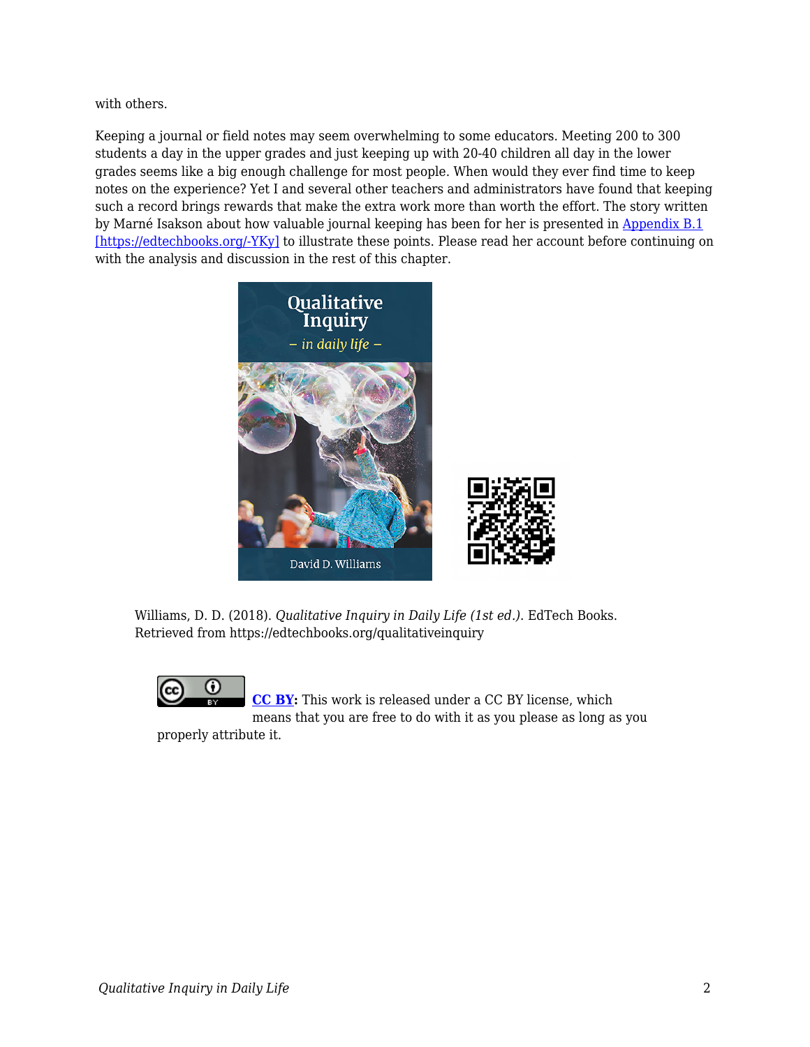with others.

Keeping a journal or field notes may seem overwhelming to some educators. Meeting 200 to 300 students a day in the upper grades and just keeping up with 20-40 children all day in the lower grades seems like a big enough challenge for most people. When would they ever find time to keep notes on the experience? Yet I and several other teachers and administrators have found that keeping such a record brings rewards that make the extra work more than worth the effort. The story written by Marné Isakson about how valuable journal keeping has been for her is presented in [Appendix B.1](https://edtechbooks.org/-YKy) [https://edtechbooks.org/-YKy] to illustrate these points. Please read her account before continuing on with the analysis and discussion in the rest of this chapter.

Williams, D. D. (2018). *Qualitative Inquiry in Daily Life (1st ed.)*. EdTech Books. Retrieved from https://edtechbooks.org/qualitativeinquiry

**CC BY:** This work is released under a CC BY license, which means that you are free to do with it as you please as long as you properly attribute it.